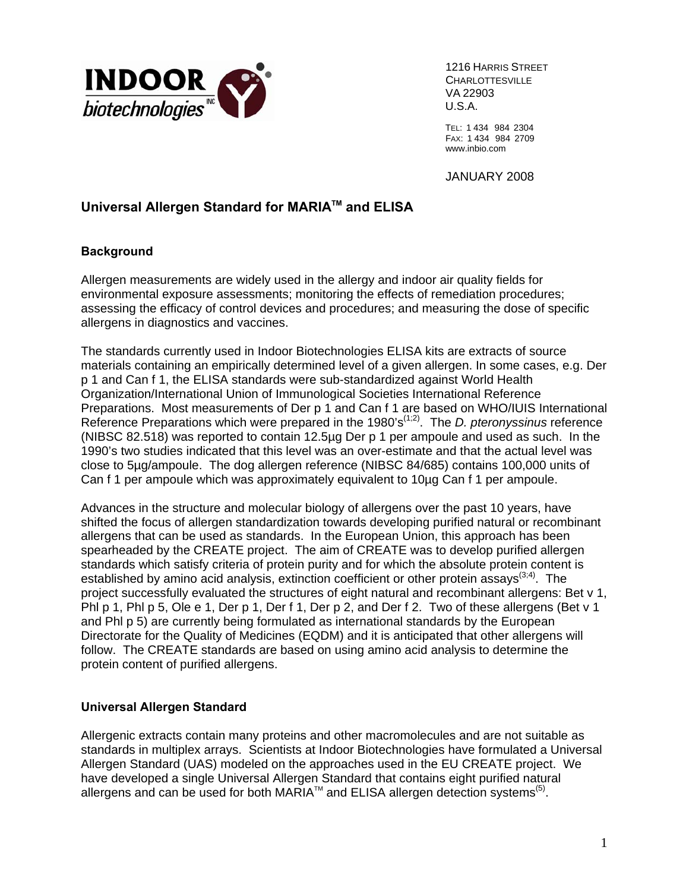**INDOOR biotechnologies INC**

1216 HARRIS STREET
CHARLOTTESVILLE
VA 22903
U.S.A.

TEL: 1 434 984 2304
FAX: 1 434 984 2709
www.inbio.com

JANUARY 2008

## Universal Allergen Standard for MARIA™ and ELISA

### Background

Allergen measurements are widely used in the allergy and indoor air quality fields for environmental exposure assessments; monitoring the effects of remediation procedures; assessing the efficacy of control devices and procedures; and measuring the dose of specific allergens in diagnostics and vaccines.

The standards currently used in Indoor Biotechnologies ELISA kits are extracts of source materials containing an empirically determined level of a given allergen. In some cases, e.g. Der p 1 and Can f 1, the ELISA standards were sub-standardized against World Health Organization/International Union of Immunological Societies International Reference Preparations. Most measurements of Der p 1 and Can f 1 are based on WHO/IUIS International Reference Preparations which were prepared in the 1980's[1;2]. The *D. pteronyssinus* reference (NIBSC 82.518) was reported to contain 12.5µg Der p 1 per ampoule and used as such. In the 1990's two studies indicated that this level was an over-estimate and that the actual level was close to 5µg/ampoule. The dog allergen reference (NIBSC 84/685) contains 100,000 units of Can f 1 per ampoule which was approximately equivalent to 10µg Can f 1 per ampoule.

Advances in the structure and molecular biology of allergens over the past 10 years, have shifted the focus of allergen standardization towards developing purified natural or recombinant allergens that can be used as standards. In the European Union, this approach has been spearheaded by the CREATE project. The aim of CREATE was to develop purified allergen standards which satisfy criteria of protein purity and for which the absolute protein content is established by amino acid analysis, extinction coefficient or other protein assays[3;4]. The project successfully evaluated the structures of eight natural and recombinant allergens: Bet v 1, Phl p 1, Phl p 5, Ole e 1, Der p 1, Der f 1, Der p 2, and Der f 2. Two of these allergens (Bet v 1 and Phl p 5) are currently being formulated as international standards by the European Directorate for the Quality of Medicines (EQDM) and it is anticipated that other allergens will follow. The CREATE standards are based on using amino acid analysis to determine the protein content of purified allergens.

### Universal Allergen Standard

Allergenic extracts contain many proteins and other macromolecules and are not suitable as standards in multiplex arrays. Scientists at Indoor Biotechnologies have formulated a Universal Allergen Standard (UAS) modeled on the approaches used in the EU CREATE project. We have developed a single Universal Allergen Standard that contains eight purified natural allergens and can be used for both MARIA™ and ELISA allergen detection systems[5].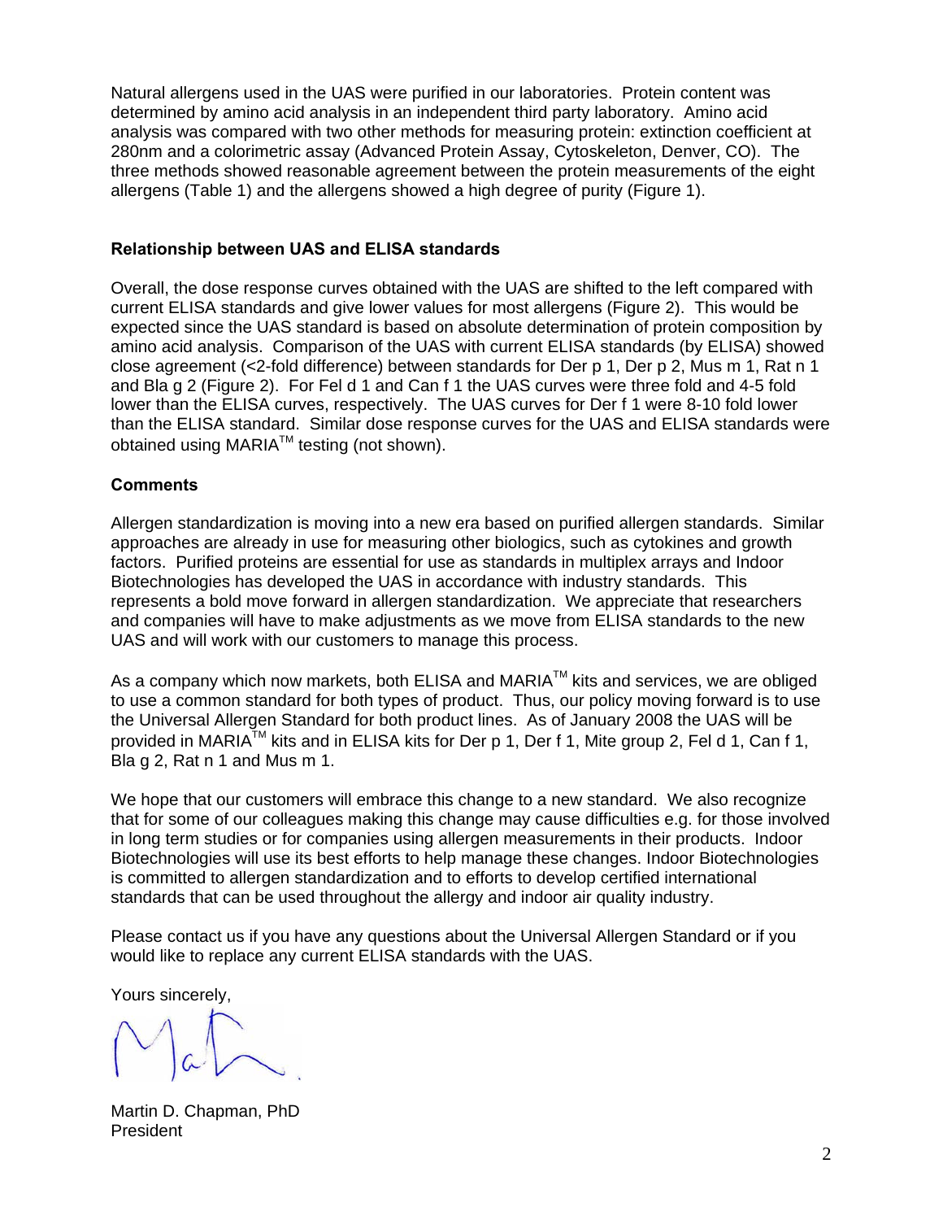Natural allergens used in the UAS were purified in our laboratories. Protein content was determined by amino acid analysis in an independent third party laboratory. Amino acid analysis was compared with two other methods for measuring protein: extinction coefficient at 280nm and a colorimetric assay (Advanced Protein Assay, Cytoskeleton, Denver, CO). The three methods showed reasonable agreement between the protein measurements of the eight allergens (Table 1) and the allergens showed a high degree of purity (Figure 1).

### Relationship between UAS and ELISA standards

Overall, the dose response curves obtained with the UAS are shifted to the left compared with current ELISA standards and give lower values for most allergens (Figure 2). This would be expected since the UAS standard is based on absolute determination of protein composition by amino acid analysis. Comparison of the UAS with current ELISA standards (by ELISA) showed close agreement (<2-fold difference) between standards for Der p 1, Der p 2, Mus m 1, Rat n 1 and Bla g 2 (Figure 2). For Fel d 1 and Can f 1 the UAS curves were three fold and 4-5 fold lower than the ELISA curves, respectively. The UAS curves for Der f 1 were 8-10 fold lower than the ELISA standard. Similar dose response curves for the UAS and ELISA standards were obtained using MARIA™ testing (not shown).

### Comments

Allergen standardization is moving into a new era based on purified allergen standards. Similar approaches are already in use for measuring other biologics, such as cytokines and growth factors. Purified proteins are essential for use as standards in multiplex arrays and Indoor Biotechnologies has developed the UAS in accordance with industry standards. This represents a bold move forward in allergen standardization. We appreciate that researchers and companies will have to make adjustments as we move from ELISA standards to the new UAS and will work with our customers to manage this process.

As a company which now markets, both ELISA and MARIA™ kits and services, we are obliged to use a common standard for both types of product. Thus, our policy moving forward is to use the Universal Allergen Standard for both product lines. As of January 2008 the UAS will be provided in MARIA™ kits and in ELISA kits for Der p 1, Der f 1, Mite group 2, Fel d 1, Can f 1, Bla g 2, Rat n 1 and Mus m 1.

We hope that our customers will embrace this change to a new standard. We also recognize that for some of our colleagues making this change may cause difficulties e.g. for those involved in long term studies or for companies using allergen measurements in their products. Indoor Biotechnologies will use its best efforts to help manage these changes. Indoor Biotechnologies is committed to allergen standardization and to efforts to develop certified international standards that can be used throughout the allergy and indoor air quality industry.

Please contact us if you have any questions about the Universal Allergen Standard or if you would like to replace any current ELISA standards with the UAS.

Yours sincerely,

Martin D. Chapman, PhD
President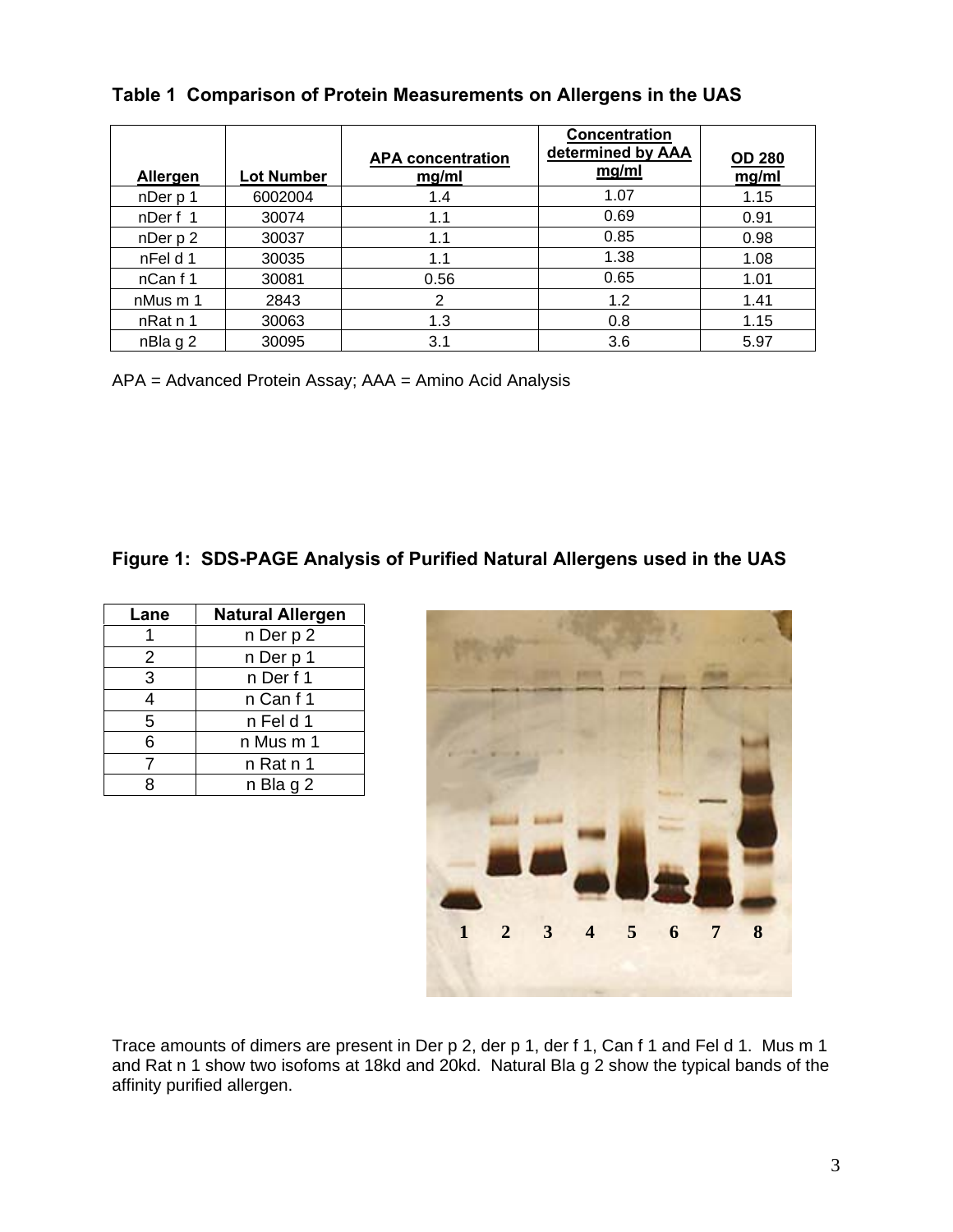**Table 1 Comparison of Protein Measurements on Allergens in the UAS**

| Allergen | Lot Number | APA concentration mg/ml | Concentration determined by AAA mg/ml | OD 280 mg/ml |
|---|---|---|---|---|
| nDer p 1 | 6002004 | 1.4 | 1.07 | 1.15 |
| nDer f 1 | 30074 | 1.1 | 0.69 | 0.91 |
| nDer p 2 | 30037 | 1.1 | 0.85 | 0.98 |
| nFel d 1 | 30035 | 1.1 | 1.38 | 1.08 |
| nCan f 1 | 30081 | 0.56 | 0.65 | 1.01 |
| nMus m 1 | 2843 | 2 | 1.2 | 1.41 |
| nRat n 1 | 30063 | 1.3 | 0.8 | 1.15 |
| nBla g 2 | 30095 | 3.1 | 3.6 | 5.97 |

APA = Advanced Protein Assay; AAA = Amino Acid Analysis

**Figure 1: SDS-PAGE Analysis of Purified Natural Allergens used in the UAS**

| Lane | Natural Allergen |
|---|---|
| 1 | n Der p 2 |
| 2 | n Der p 1 |
| 3 | n Der f 1 |
| 4 | n Can f 1 |
| 5 | n Fel d 1 |
| 6 | n Mus m 1 |
| 7 | n Rat n 1 |
| 8 | n Bla g 2 |

Trace amounts of dimers are present in Der p 2, der p 1, der f 1, Can f 1 and Fel d 1. Mus m 1 and Rat n 1 show two isofoms at 18kd and 20kd. Natural Bla g 2 show the typical bands of the affinity purified allergen.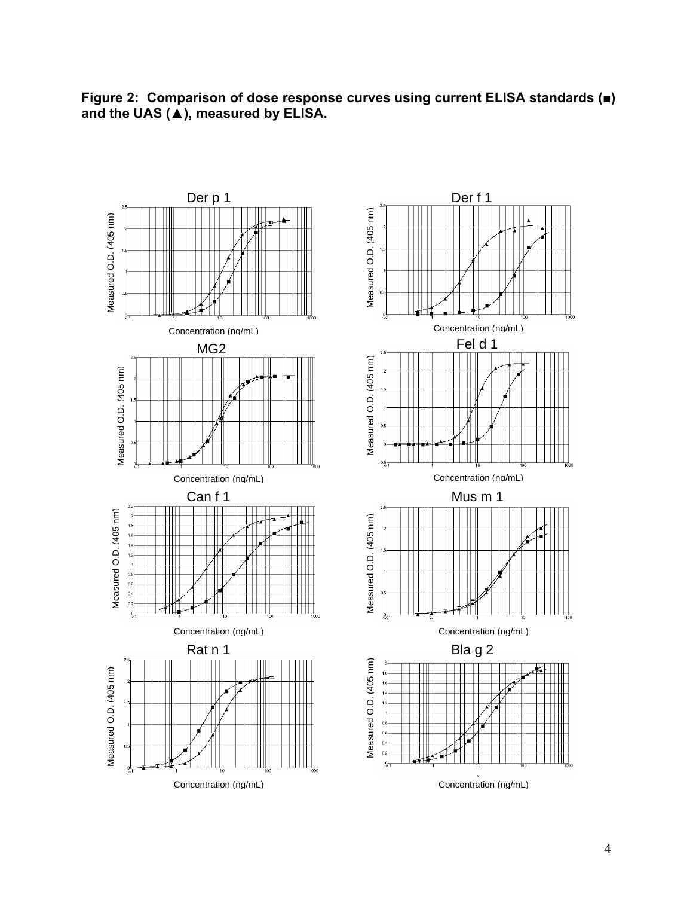**Figure 2: Comparison of dose response curves using current ELISA standards (■) and the UAS (▲), measured by ELISA.**

Der p 1

Der f 1

MG2

Fel d 1

Can f 1

Mus m 1

Rat n 1

Bla g 2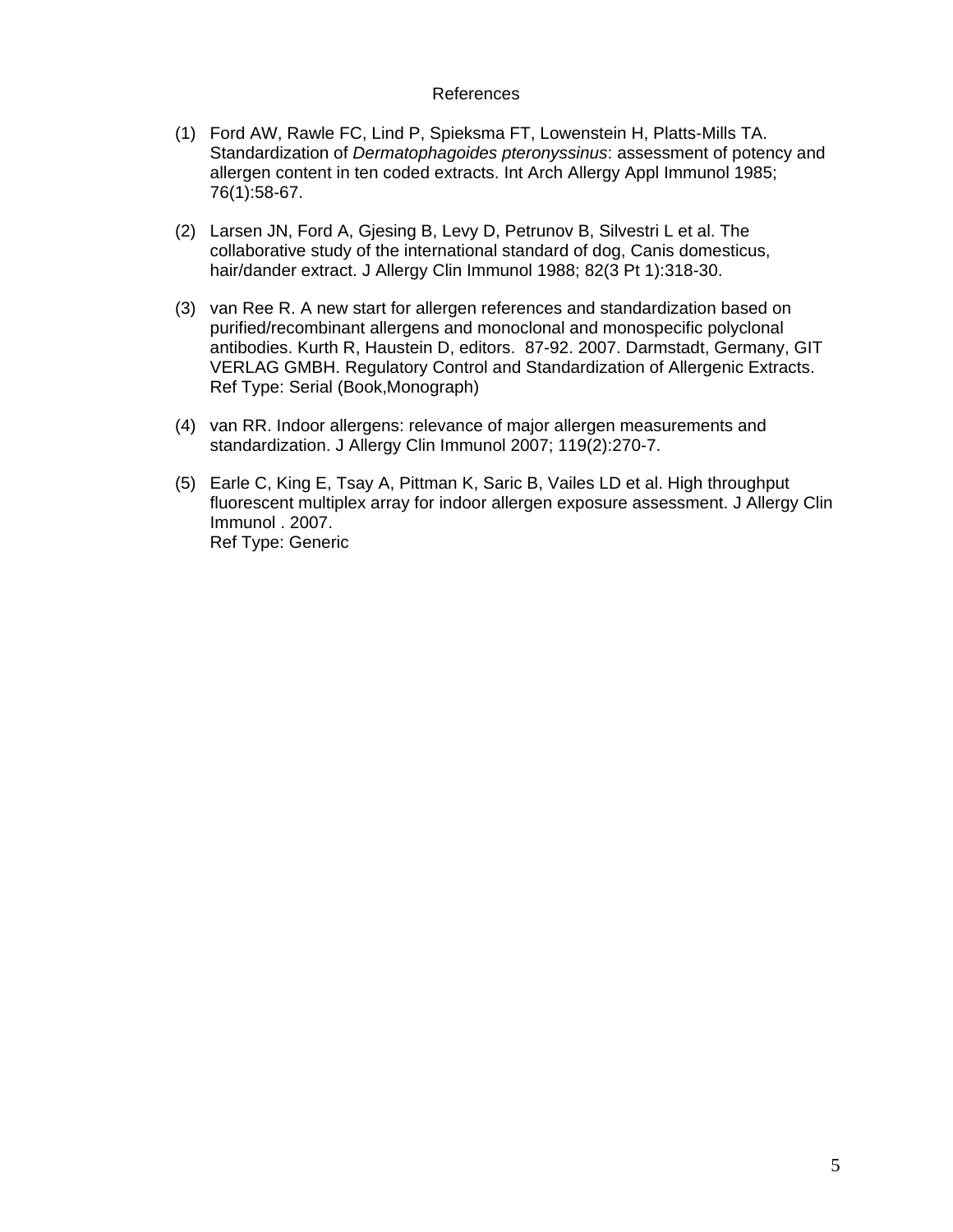# References

(1) Ford AW, Rawle FC, Lind P, Spieksma FT, Lowenstein H, Platts-Mills TA. Standardization of *Dermatophagoides pteronyssinus*: assessment of potency and allergen content in ten coded extracts. Int Arch Allergy Appl Immunol 1985; 76(1):58-67.

(2) Larsen JN, Ford A, Gjesing B, Levy D, Petrunov B, Silvestri L et al. The collaborative study of the international standard of dog, Canis domesticus, hair/dander extract. J Allergy Clin Immunol 1988; 82(3 Pt 1):318-30.

(3) van Ree R. A new start for allergen references and standardization based on purified/recombinant allergens and monoclonal and monospecific polyclonal antibodies. Kurth R, Haustein D, editors. 87-92. 2007. Darmstadt, Germany, GIT VERLAG GMBH. Regulatory Control and Standardization of Allergenic Extracts. Ref Type: Serial (Book,Monograph)

(4) van RR. Indoor allergens: relevance of major allergen measurements and standardization. J Allergy Clin Immunol 2007; 119(2):270-7.

(5) Earle C, King E, Tsay A, Pittman K, Saric B, Vailes LD et al. High throughput fluorescent multiplex array for indoor allergen exposure assessment. J Allergy Clin Immunol . 2007. Ref Type: Generic